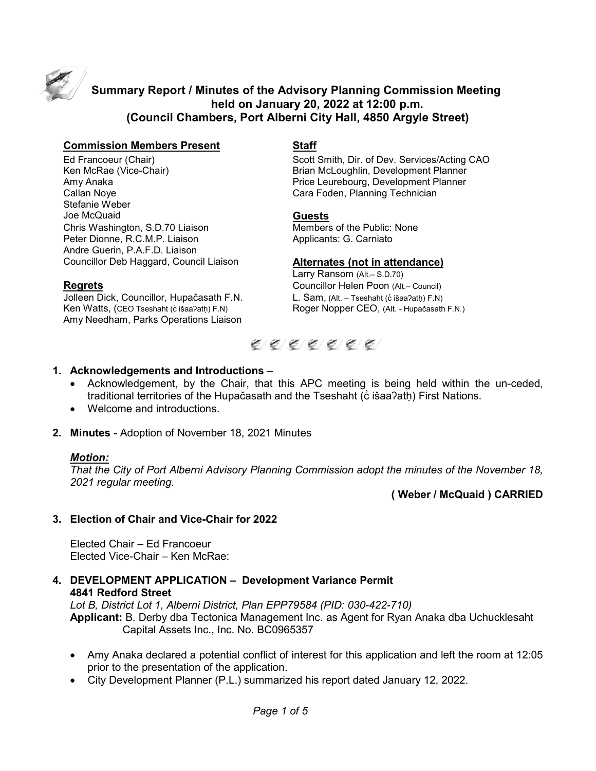# Summary Report / Minutes of the Advisory Planning Commission Meeting held on January 20, 2022 at 12:00 p.m. (Council Chambers, Port Alberni City Hall, 4850 Argyle Street)

**Commission Members Present**

Ed Francoeur (Chair)
Ken McRae (Vice-Chair)
Amy Anaka
Callan Noye
Stefanie Weber
Joe McQuaid
Chris Washington, S.D.70 Liaison
Peter Dionne, R.C.M.P. Liaison
Andre Guerin, P.A.F.D. Liaison
Councillor Deb Haggard, Council Liaison

**Regrets**

Jolleen Dick, Councillor, Hupačasath F.N.
Ken Watts, (CEO Tseshaht (c̓ išaaʔatḥ) F.N)
Amy Needham, Parks Operations Liaison

**Staff**

Scott Smith, Dir. of Dev. Services/Acting CAO
Brian McLoughlin, Development Planner
Price Leurebourg, Development Planner
Cara Foden, Planning Technician

**Guests**

Members of the Public: None
Applicants: G. Carniato

**Alternates (not in attendance)**

Larry Ransom (Alt.– S.D.70)
Councillor Helen Poon (Alt.– Council)
L. Sam, (Alt. – Tseshaht (c̓ išaaʔatḥ) F.N)
Roger Nopper CEO, (Alt. - Hupačasath F.N.)

**1. Acknowledgements and Introductions** –

- Acknowledgement, by the Chair, that this APC meeting is being held within the un-ceded, traditional territories of the Hupačasath and the Tseshaht (c̓ išaaʔatḥ) First Nations.
- Welcome and introductions.

**2. Minutes -** Adoption of November 18, 2021 Minutes

***Motion:***

*That the City of Port Alberni Advisory Planning Commission adopt the minutes of the November 18, 2021 regular meeting.*

**( Weber / McQuaid ) CARRIED**

**3. Election of Chair and Vice-Chair for 2022**

Elected Chair – Ed Francoeur
Elected Vice-Chair – Ken McRae:

**4. DEVELOPMENT APPLICATION – Development Variance Permit 4841 Redford Street**

*Lot B, District Lot 1, Alberni District, Plan EPP79584 (PID: 030-422-710)*

**Applicant:** B. Derby dba Tectonica Management Inc. as Agent for Ryan Anaka dba Uchucklesaht Capital Assets Inc., Inc. No. BC0965357

- Amy Anaka declared a potential conflict of interest for this application and left the room at 12:05 prior to the presentation of the application.
- City Development Planner (P.L.) summarized his report dated January 12, 2022.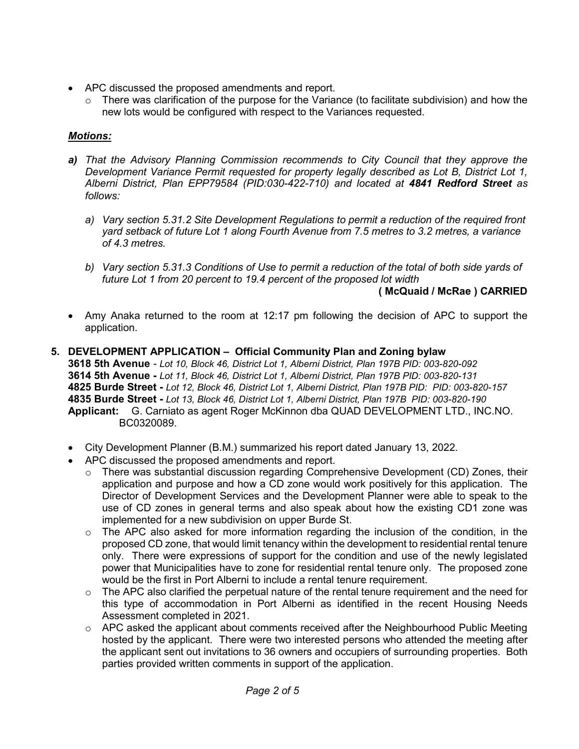- APC discussed the proposed amendments and report.
  - There was clarification of the purpose for the Variance (to facilitate subdivision) and how the new lots would be configured with respect to the Variances requested.

***Motions:***

***a)*** *That the Advisory Planning Commission recommends to City Council that they approve the Development Variance Permit requested for property legally described as Lot B, District Lot 1, Alberni District, Plan EPP79584 (PID:030-422-710) and located at **4841 Redford Street** as follows:*

*a) Vary section 5.31.2 Site Development Regulations to permit a reduction of the required front yard setback of future Lot 1 along Fourth Avenue from 7.5 metres to 3.2 metres, a variance of 4.3 metres.*

*b) Vary section 5.31.3 Conditions of Use to permit a reduction of the total of both side yards of future Lot 1 from 20 percent to 19.4 percent of the proposed lot width*

**( McQuaid / McRae ) CARRIED**

- Amy Anaka returned to the room at 12:17 pm following the decision of APC to support the application.

**5. DEVELOPMENT APPLICATION – Official Community Plan and Zoning bylaw**

**3618 5th Avenue** - *Lot 10, Block 46, District Lot 1, Alberni District, Plan 197B PID: 003-820-092*
**3614 5th Avenue -** *Lot 11, Block 46, District Lot 1, Alberni District, Plan 197B PID: 003-820-131*
**4825 Burde Street -** *Lot 12, Block 46, District Lot 1, Alberni District, Plan 197B PID: PID: 003-820-157*
**4835 Burde Street -** *Lot 13, Block 46, District Lot 1, Alberni District, Plan 197B PID: 003-820-190*
**Applicant:** G. Carniato as agent Roger McKinnon dba QUAD DEVELOPMENT LTD., INC.NO. BC0320089.

- City Development Planner (B.M.) summarized his report dated January 13, 2022.
- APC discussed the proposed amendments and report.
  - There was substantial discussion regarding Comprehensive Development (CD) Zones, their application and purpose and how a CD zone would work positively for this application. The Director of Development Services and the Development Planner were able to speak to the use of CD zones in general terms and also speak about how the existing CD1 zone was implemented for a new subdivision on upper Burde St.
  - The APC also asked for more information regarding the inclusion of the condition, in the proposed CD zone, that would limit tenancy within the development to residential rental tenure only. There were expressions of support for the condition and use of the newly legislated power that Municipalities have to zone for residential rental tenure only. The proposed zone would be the first in Port Alberni to include a rental tenure requirement.
  - The APC also clarified the perpetual nature of the rental tenure requirement and the need for this type of accommodation in Port Alberni as identified in the recent Housing Needs Assessment completed in 2021.
  - APC asked the applicant about comments received after the Neighbourhood Public Meeting hosted by the applicant. There were two interested persons who attended the meeting after the applicant sent out invitations to 36 owners and occupiers of surrounding properties. Both parties provided written comments in support of the application.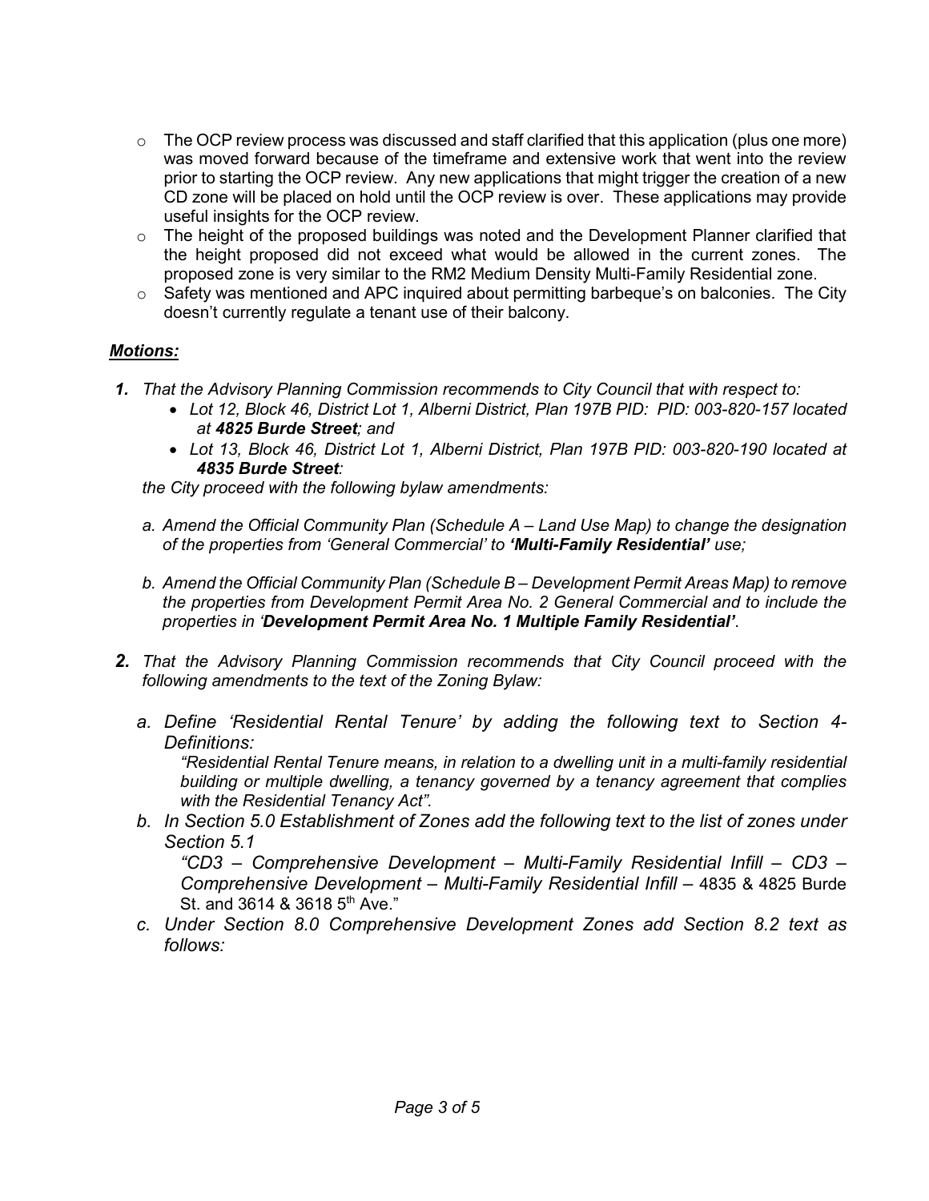- The OCP review process was discussed and staff clarified that this application (plus one more) was moved forward because of the timeframe and extensive work that went into the review prior to starting the OCP review. Any new applications that might trigger the creation of a new CD zone will be placed on hold until the OCP review is over. These applications may provide useful insights for the OCP review.
- The height of the proposed buildings was noted and the Development Planner clarified that the height proposed did not exceed what would be allowed in the current zones. The proposed zone is very similar to the RM2 Medium Density Multi-Family Residential zone.
- Safety was mentioned and APC inquired about permitting barbeque's on balconies. The City doesn't currently regulate a tenant use of their balcony.

***<u>Motions:</u>***

1. *That the Advisory Planning Commission recommends to City Council that with respect to:*
   - *Lot 12, Block 46, District Lot 1, Alberni District, Plan 197B PID: PID: 003-820-157 located at **4825 Burde Street**; and*
   - *Lot 13, Block 46, District Lot 1, Alberni District, Plan 197B PID: 003-820-190 located at **4835 Burde Street**:*

   *the City proceed with the following bylaw amendments:*

   a. *Amend the Official Community Plan (Schedule A – Land Use Map) to change the designation of the properties from 'General Commercial' to **'Multi-Family Residential'** use;*

   b. *Amend the Official Community Plan (Schedule B – Development Permit Areas Map) to remove the properties from Development Permit Area No. 2 General Commercial and to include the properties in '**Development Permit Area No. 1 Multiple Family Residential'**.*

2. *That the Advisory Planning Commission recommends that City Council proceed with the following amendments to the text of the Zoning Bylaw:*

   a. *Define 'Residential Rental Tenure' by adding the following text to Section 4-Definitions:*

      *"Residential Rental Tenure means, in relation to a dwelling unit in a multi-family residential building or multiple dwelling, a tenancy governed by a tenancy agreement that complies with the Residential Tenancy Act".*

   b. *In Section 5.0 Establishment of Zones add the following text to the list of zones under Section 5.1*

      *"CD3 – Comprehensive Development – Multi-Family Residential Infill – CD3 – Comprehensive Development – Multi-Family Residential Infill* – 4835 & 4825 Burde St. and 3614 & 3618 5th Ave."

   c. *Under Section 8.0 Comprehensive Development Zones add Section 8.2 text as follows:*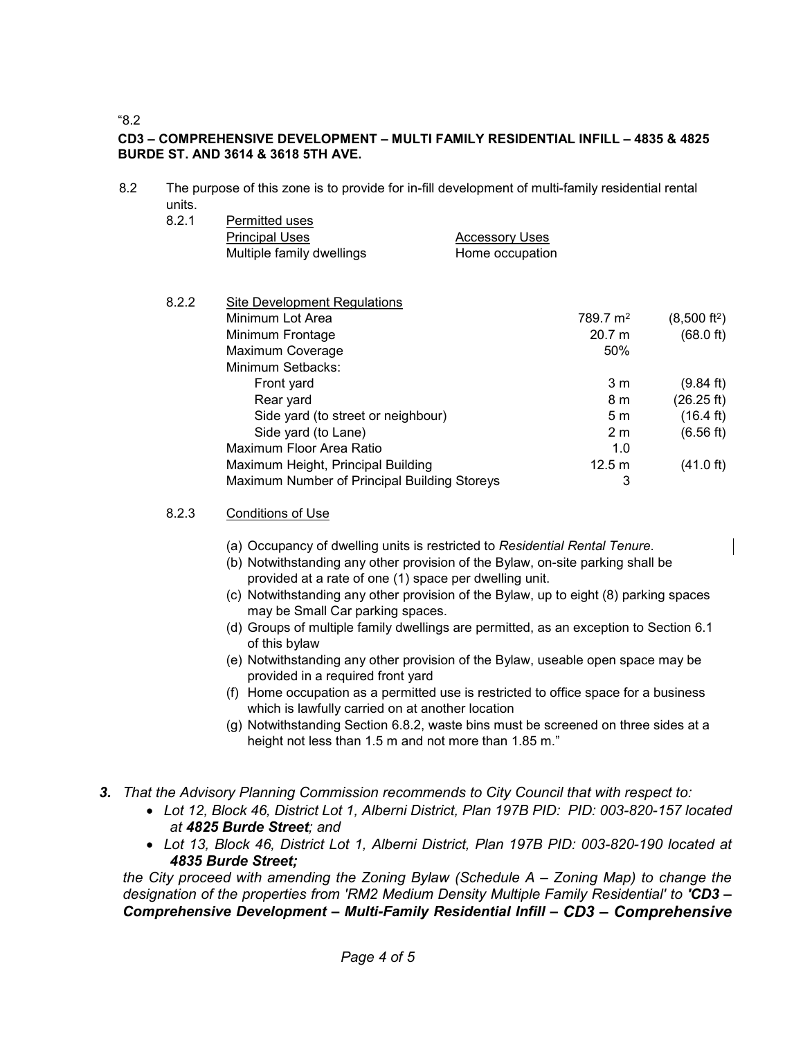“8.2

**CD3 – COMPREHENSIVE DEVELOPMENT – MULTI FAMILY RESIDENTIAL INFILL – 4835 & 4825 BURDE ST. AND 3614 & 3618 5TH AVE.**

8.2 The purpose of this zone is to provide for in-fill development of multi-family residential rental units.

8.2.1 Permitted uses

| Principal Uses | Accessory Uses |
|---|---|
| Multiple family dwellings | Home occupation |

8.2.2 Site Development Regulations

| | | |
|---|---|---|
| Minimum Lot Area | 789.7 $m^2$ | (8,500 $ft^2$) |
| Minimum Frontage | 20.7 m | (68.0 ft) |
| Maximum Coverage | 50% | |
| Minimum Setbacks: | | |
| Front yard | 3 m | (9.84 ft) |
| Rear yard | 8 m | (26.25 ft) |
| Side yard (to street or neighbour) | 5 m | (16.4 ft) |
| Side yard (to Lane) | 2 m | (6.56 ft) |
| Maximum Floor Area Ratio | 1.0 | |
| Maximum Height, Principal Building | 12.5 m | (41.0 ft) |
| Maximum Number of Principal Building Storeys | 3 | |

8.2.3 Conditions of Use

(a) Occupancy of dwelling units is restricted to *Residential Rental Tenure*.

(b) Notwithstanding any other provision of the Bylaw, on-site parking shall be provided at a rate of one (1) space per dwelling unit.

(c) Notwithstanding any other provision of the Bylaw, up to eight (8) parking spaces may be Small Car parking spaces.

(d) Groups of multiple family dwellings are permitted, as an exception to Section 6.1 of this bylaw

(e) Notwithstanding any other provision of the Bylaw, useable open space may be provided in a required front yard

(f) Home occupation as a permitted use is restricted to office space for a business which is lawfully carried on at another location

(g) Notwithstanding Section 6.8.2, waste bins must be screened on three sides at a height not less than 1.5 m and not more than 1.85 m.”

***3.*** *That the Advisory Planning Commission recommends to City Council that with respect to:*

- *Lot 12, Block 46, District Lot 1, Alberni District, Plan 197B PID: PID: 003-820-157 located at **4825 Burde Street**; and*
- *Lot 13, Block 46, District Lot 1, Alberni District, Plan 197B PID: 003-820-190 located at **4835 Burde Street;***

*the City proceed with amending the Zoning Bylaw (Schedule A – Zoning Map) to change the designation of the properties from 'RM2 Medium Density Multiple Family Residential' to **'CD3 – Comprehensive Development – Multi-Family Residential Infill – CD3 – Comprehensive***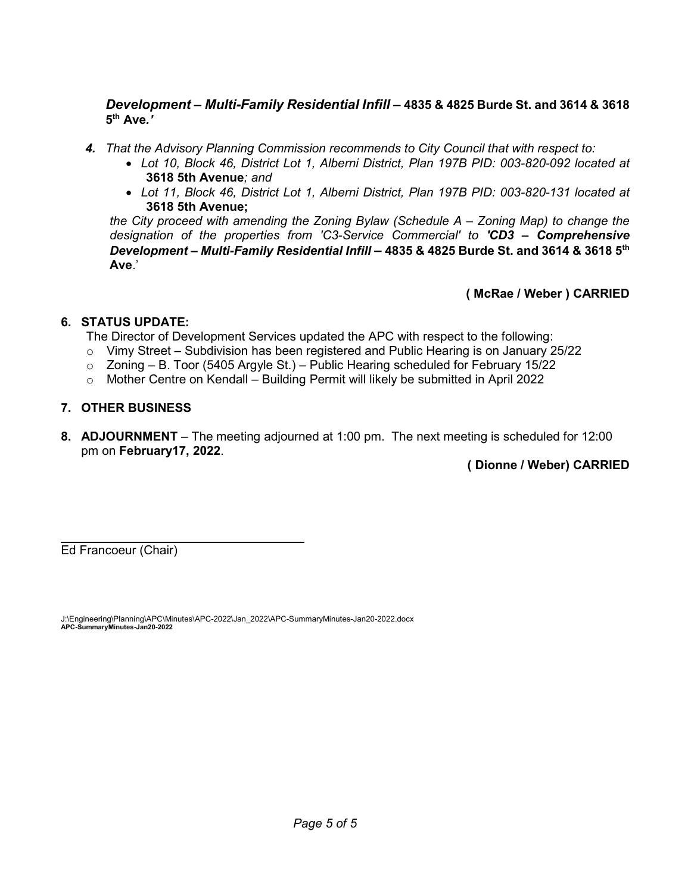***Development – Multi-Family Residential Infill* – 4835 & 4825 Burde St. and 3614 & 3618 5th Ave.*'***

4. *That the Advisory Planning Commission recommends to City Council that with respect to:*
   - *Lot 10, Block 46, District Lot 1, Alberni District, Plan 197B PID: 003-820-092 located at* **3618 5th Avenue***; and*
   - *Lot 11, Block 46, District Lot 1, Alberni District, Plan 197B PID: 003-820-131 located at* **3618 5th Avenue;**

   *the City proceed with amending the Zoning Bylaw (Schedule A – Zoning Map) to change the designation of the properties from 'C3-Service Commercial' to* ***'CD3 – Comprehensive Development – Multi-Family Residential Infill*** **– 4835 & 4825 Burde St. and 3614 & 3618 5th Ave**.'

**( McRae / Weber ) CARRIED**

## 6. STATUS UPDATE:

The Director of Development Services updated the APC with respect to the following:

- Vimy Street – Subdivision has been registered and Public Hearing is on January 25/22
- Zoning – B. Toor (5405 Argyle St.) – Public Hearing scheduled for February 15/22
- Mother Centre on Kendall – Building Permit will likely be submitted in April 2022

## 7. OTHER BUSINESS

## 8. ADJOURNMENT

**ADJOURNMENT** – The meeting adjourned at 1:00 pm. The next meeting is scheduled for 12:00 pm on **February17, 2022**.

**( Dionne / Weber) CARRIED**

Ed Francoeur (Chair)

J:\Engineering\Planning\APC\Minutes\APC-2022\Jan_2022\APC-SummaryMinutes-Jan20-2022.docx
**APC-SummaryMinutes-Jan20-2022**